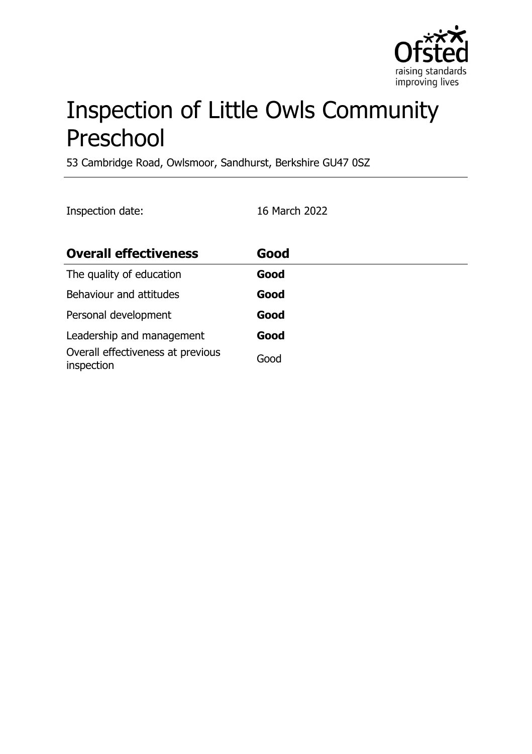# Inspection of Little Owls Community Preschool

53 Cambridge Road, Owlsmoor, Sandhurst, Berkshire GU47 0SZ

Inspection date: 16 March 2022

| **Overall effectiveness** | **Good** |
| --- | --- |
| The quality of education | **Good** |
| Behaviour and attitudes | **Good** |
| Personal development | **Good** |
| Leadership and management | **Good** |
| Overall effectiveness at previous inspection | Good |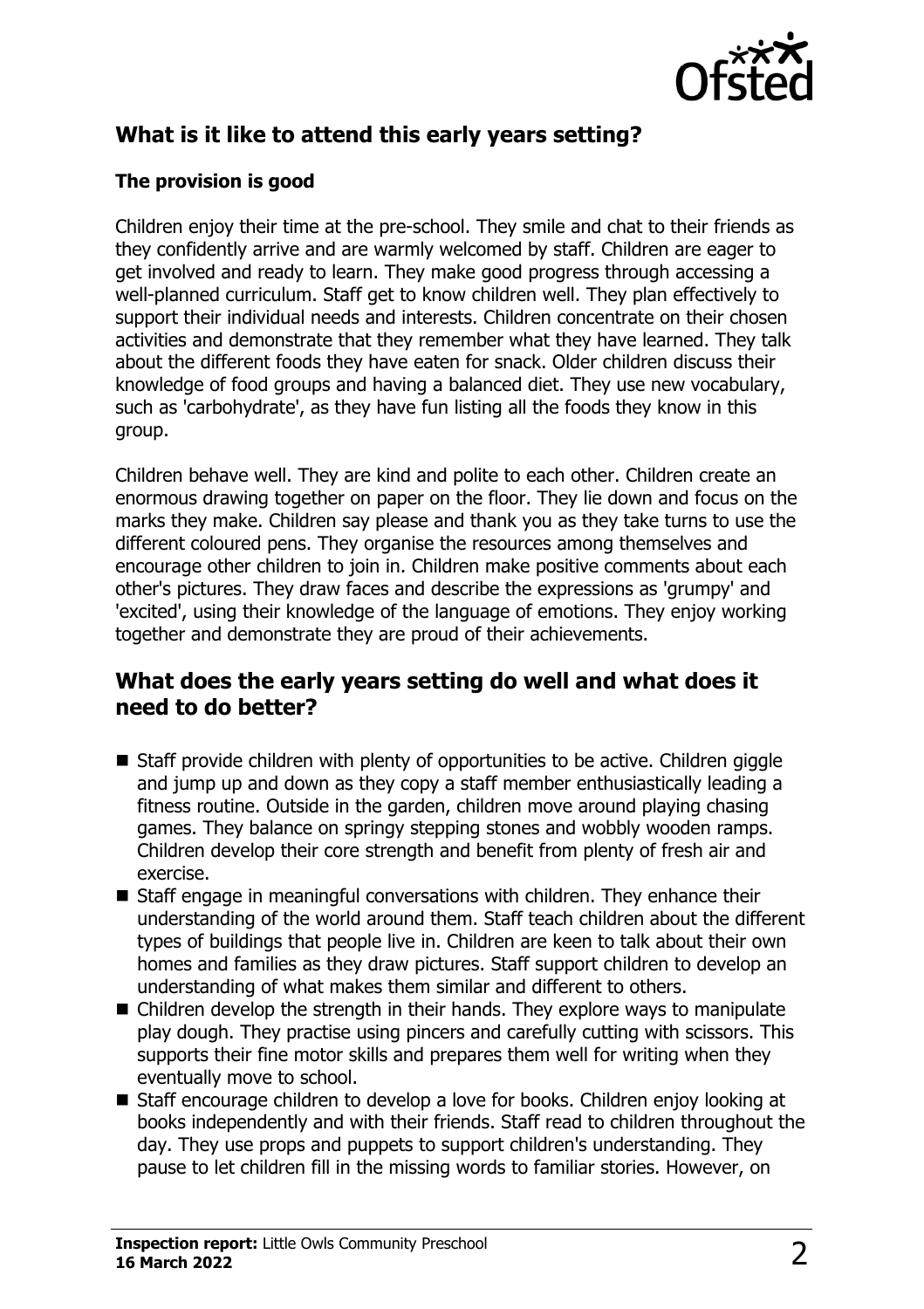## What is it like to attend this early years setting?

### The provision is good

Children enjoy their time at the pre-school. They smile and chat to their friends as they confidently arrive and are warmly welcomed by staff. Children are eager to get involved and ready to learn. They make good progress through accessing a well-planned curriculum. Staff get to know children well. They plan effectively to support their individual needs and interests. Children concentrate on their chosen activities and demonstrate that they remember what they have learned. They talk about the different foods they have eaten for snack. Older children discuss their knowledge of food groups and having a balanced diet. They use new vocabulary, such as 'carbohydrate', as they have fun listing all the foods they know in this group.

Children behave well. They are kind and polite to each other. Children create an enormous drawing together on paper on the floor. They lie down and focus on the marks they make. Children say please and thank you as they take turns to use the different coloured pens. They organise the resources among themselves and encourage other children to join in. Children make positive comments about each other's pictures. They draw faces and describe the expressions as 'grumpy' and 'excited', using their knowledge of the language of emotions. They enjoy working together and demonstrate they are proud of their achievements.

## What does the early years setting do well and what does it need to do better?

- Staff provide children with plenty of opportunities to be active. Children giggle and jump up and down as they copy a staff member enthusiastically leading a fitness routine. Outside in the garden, children move around playing chasing games. They balance on springy stepping stones and wobbly wooden ramps. Children develop their core strength and benefit from plenty of fresh air and exercise.
- Staff engage in meaningful conversations with children. They enhance their understanding of the world around them. Staff teach children about the different types of buildings that people live in. Children are keen to talk about their own homes and families as they draw pictures. Staff support children to develop an understanding of what makes them similar and different to others.
- Children develop the strength in their hands. They explore ways to manipulate play dough. They practise using pincers and carefully cutting with scissors. This supports their fine motor skills and prepares them well for writing when they eventually move to school.
- Staff encourage children to develop a love for books. Children enjoy looking at books independently and with their friends. Staff read to children throughout the day. They use props and puppets to support children's understanding. They pause to let children fill in the missing words to familiar stories. However, on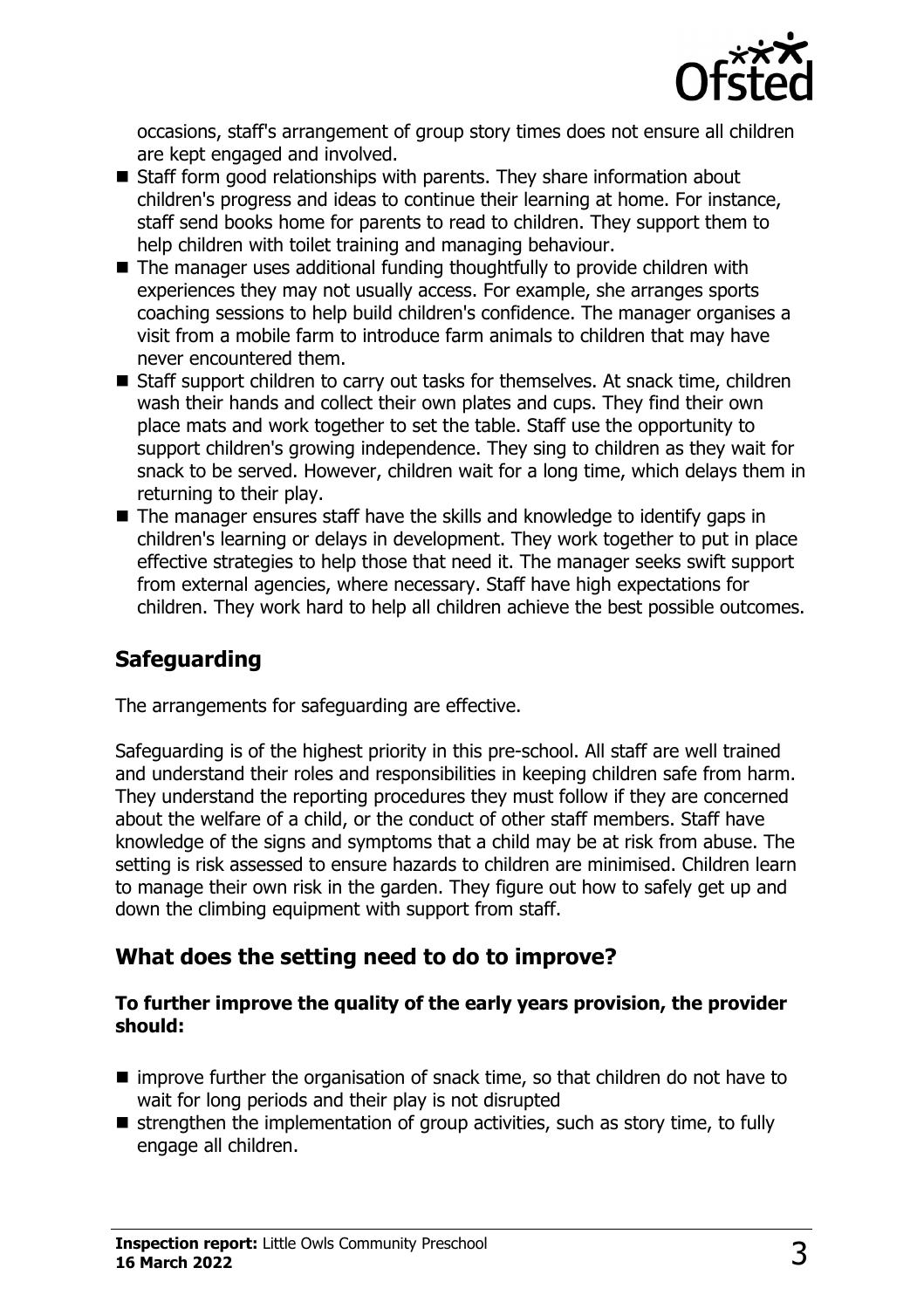occasions, staff's arrangement of group story times does not ensure all children are kept engaged and involved.

- Staff form good relationships with parents. They share information about children's progress and ideas to continue their learning at home. For instance, staff send books home for parents to read to children. They support them to help children with toilet training and managing behaviour.
- The manager uses additional funding thoughtfully to provide children with experiences they may not usually access. For example, she arranges sports coaching sessions to help build children's confidence. The manager organises a visit from a mobile farm to introduce farm animals to children that may have never encountered them.
- Staff support children to carry out tasks for themselves. At snack time, children wash their hands and collect their own plates and cups. They find their own place mats and work together to set the table. Staff use the opportunity to support children's growing independence. They sing to children as they wait for snack to be served. However, children wait for a long time, which delays them in returning to their play.
- The manager ensures staff have the skills and knowledge to identify gaps in children's learning or delays in development. They work together to put in place effective strategies to help those that need it. The manager seeks swift support from external agencies, where necessary. Staff have high expectations for children. They work hard to help all children achieve the best possible outcomes.

## Safeguarding

The arrangements for safeguarding are effective.

Safeguarding is of the highest priority in this pre-school. All staff are well trained and understand their roles and responsibilities in keeping children safe from harm. They understand the reporting procedures they must follow if they are concerned about the welfare of a child, or the conduct of other staff members. Staff have knowledge of the signs and symptoms that a child may be at risk from abuse. The setting is risk assessed to ensure hazards to children are minimised. Children learn to manage their own risk in the garden. They figure out how to safely get up and down the climbing equipment with support from staff.

## What does the setting need to do to improve?

**To further improve the quality of the early years provision, the provider should:**

- improve further the organisation of snack time, so that children do not have to wait for long periods and their play is not disrupted
- strengthen the implementation of group activities, such as story time, to fully engage all children.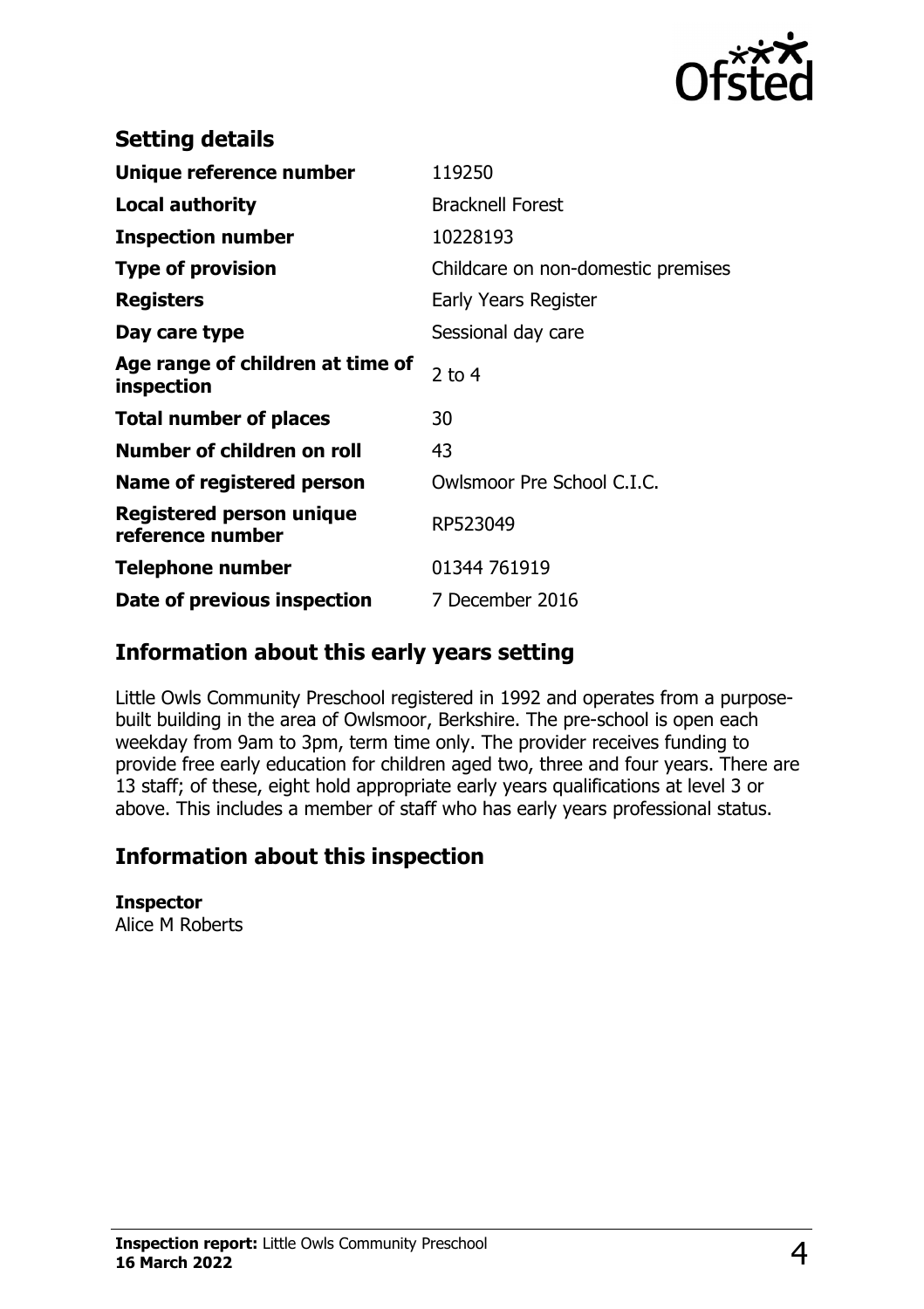## Setting details

| | |
|---|---|
| **Unique reference number** | 119250 |
| **Local authority** | Bracknell Forest |
| **Inspection number** | 10228193 |
| **Type of provision** | Childcare on non-domestic premises |
| **Registers** | Early Years Register |
| **Day care type** | Sessional day care |
| **Age range of children at time of inspection** | 2 to 4 |
| **Total number of places** | 30 |
| **Number of children on roll** | 43 |
| **Name of registered person** | Owlsmoor Pre School C.I.C. |
| **Registered person unique reference number** | RP523049 |
| **Telephone number** | 01344 761919 |
| **Date of previous inspection** | 7 December 2016 |

## Information about this early years setting

Little Owls Community Preschool registered in 1992 and operates from a purpose-built building in the area of Owlsmoor, Berkshire. The pre-school is open each weekday from 9am to 3pm, term time only. The provider receives funding to provide free early education for children aged two, three and four years. There are 13 staff; of these, eight hold appropriate early years qualifications at level 3 or above. This includes a member of staff who has early years professional status.

## Information about this inspection

**Inspector**
Alice M Roberts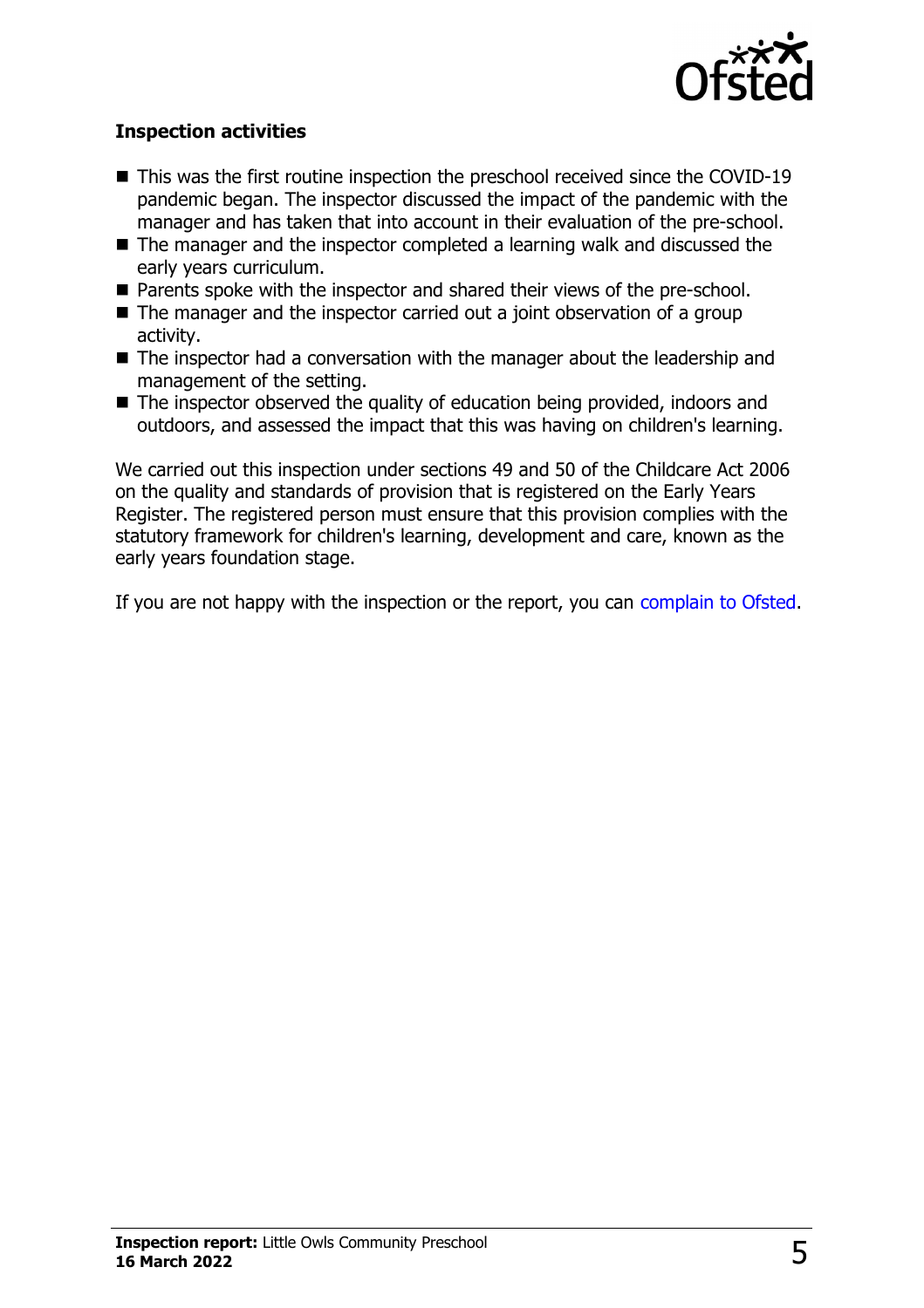**Inspection activities**

- This was the first routine inspection the preschool received since the COVID-19 pandemic began. The inspector discussed the impact of the pandemic with the manager and has taken that into account in their evaluation of the pre-school.
- The manager and the inspector completed a learning walk and discussed the early years curriculum.
- Parents spoke with the inspector and shared their views of the pre-school.
- The manager and the inspector carried out a joint observation of a group activity.
- The inspector had a conversation with the manager about the leadership and management of the setting.
- The inspector observed the quality of education being provided, indoors and outdoors, and assessed the impact that this was having on children's learning.

We carried out this inspection under sections 49 and 50 of the Childcare Act 2006 on the quality and standards of provision that is registered on the Early Years Register. The registered person must ensure that this provision complies with the statutory framework for children's learning, development and care, known as the early years foundation stage.

If you are not happy with the inspection or the report, you can complain to Ofsted.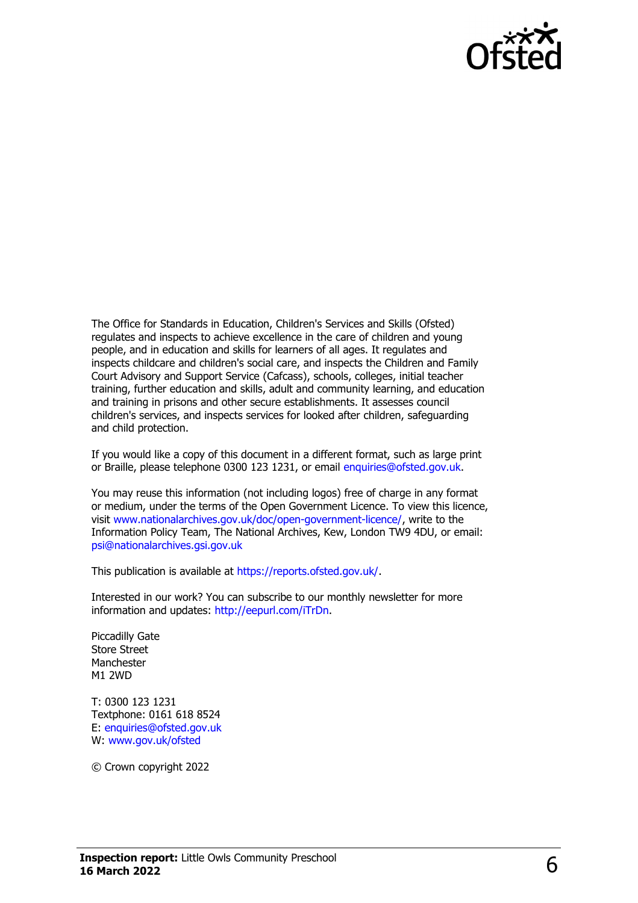The Office for Standards in Education, Children's Services and Skills (Ofsted) regulates and inspects to achieve excellence in the care of children and young people, and in education and skills for learners of all ages. It regulates and inspects childcare and children's social care, and inspects the Children and Family Court Advisory and Support Service (Cafcass), schools, colleges, initial teacher training, further education and skills, adult and community learning, and education and training in prisons and other secure establishments. It assesses council children's services, and inspects services for looked after children, safeguarding and child protection.

If you would like a copy of this document in a different format, such as large print or Braille, please telephone 0300 123 1231, or email enquiries@ofsted.gov.uk.

You may reuse this information (not including logos) free of charge in any format or medium, under the terms of the Open Government Licence. To view this licence, visit www.nationalarchives.gov.uk/doc/open-government-licence/, write to the Information Policy Team, The National Archives, Kew, London TW9 4DU, or email: psi@nationalarchives.gsi.gov.uk

This publication is available at https://reports.ofsted.gov.uk/.

Interested in our work? You can subscribe to our monthly newsletter for more information and updates: http://eepurl.com/iTrDn.

Piccadilly Gate
Store Street
Manchester
M1 2WD

T: 0300 123 1231
Textphone: 0161 618 8524
E: enquiries@ofsted.gov.uk
W: www.gov.uk/ofsted

© Crown copyright 2022